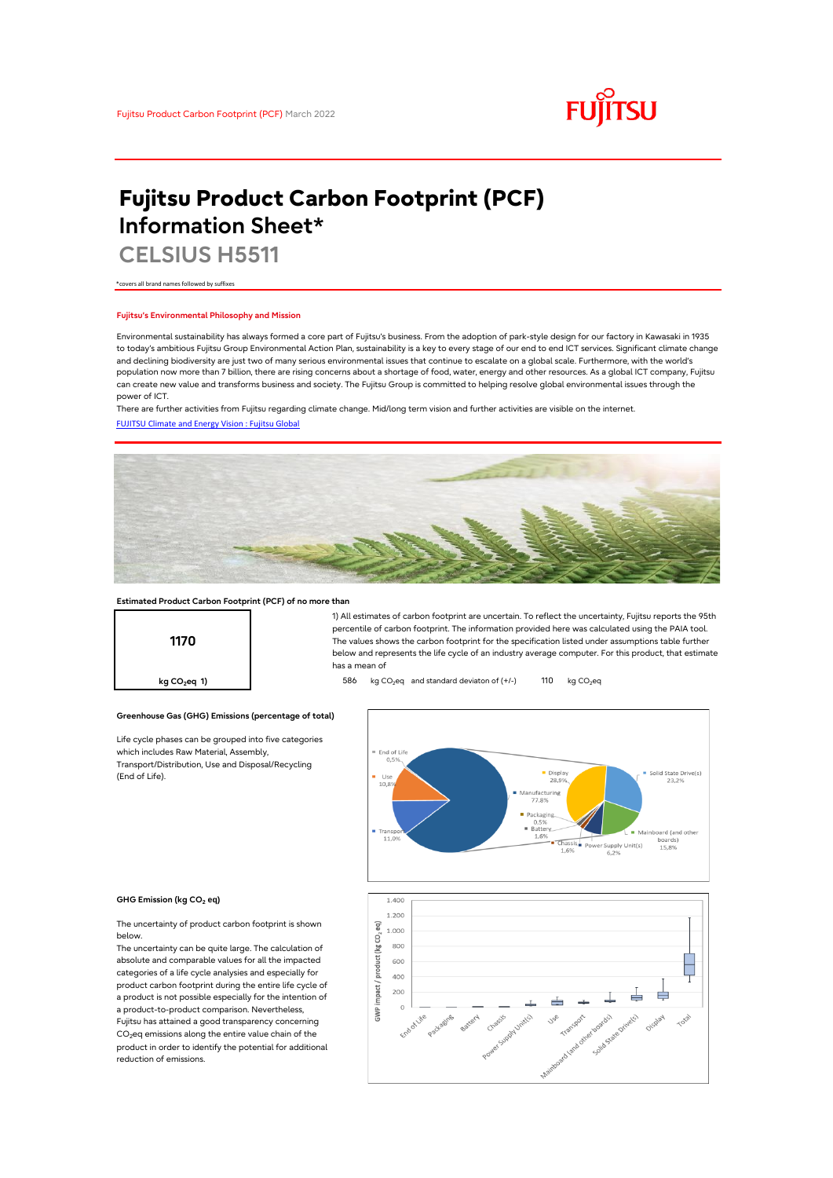Fujitsu Product Carbon Footprint (PCF) March 2022

# Fujitsu Product Carbon Footprint (PCF) Information Sheet*

## CELSIUS H5511

*covers all brand names followed by suffixes

### Fujitsu's Environmental Philosophy and Mission

Environmental sustainability has always formed a core part of Fujitsu's business. From the adoption of park-style design for our factory in Kawasaki in 1935 to today's ambitious Fujitsu Group Environmental Action Plan, sustainability is a key to every stage of our end to end ICT services. Significant climate change and declining biodiversity are just two of many serious environmental issues that continue to escalate on a global scale. Furthermore, with the world's population now more than 7 billion, there are rising concerns about a shortage of food, water, energy and other resources. As a global ICT company, Fujitsu can create new value and transforms business and society. The Fujitsu Group is committed to helping resolve global environmental issues through the power of ICT.

There are further activities from Fujitsu regarding climate change. Mid/long term vision and further activities are visible on the internet.

[FUJITSU Climate and Energy Vision : Fujitsu Global]

### Estimated Product Carbon Footprint (PCF) of no more than

**1170**

kg $CO_2$eq 1)

1) All estimates of carbon footprint are uncertain. To reflect the uncertainty, Fujitsu reports the 95th percentile of carbon footprint. The information provided here was calculated using the PAIA tool. The values shows the carbon footprint for the specification listed under assumptions table further below and represents the life cycle of an industry average computer. For this product, that estimate has a mean of

586 kg $CO_2$eq and standard deviaton of (+/-) 110 kg $CO_2$eq

### Greenhouse Gas (GHG) Emissions (percentage of total)

Life cycle phases can be grouped into five categories which includes Raw Material, Assembly, Transport/Distribution, Use and Disposal/Recycling (End of Life).

End of Life 0,5%; Use 10,8%; Transport 11,0%; Manufacturing 77,8%; Display 28,9%; Solid State Drive(s) 23,2%; Mainboard (and other boards) 15,8%; Power Supply Unit(s) 6,2%; Chassis 1,6%; Battery 1,6%; Packaging 0,5%

### GHG Emission (kg $CO_2$ eq)

The uncertainty of product carbon footprint is shown below.

The uncertainty can be quite large. The calculation of absolute and comparable values for all the impacted categories of a life cycle analysies and especially for product carbon footprint during the entire life cycle of a product is not possible especially for the intention of a product-to-product comparison. Nevertheless, Fujitsu has attained a good transparency concerning $CO_2$eq emissions along the entire value chain of the product in order to identify the potential for additional reduction of emissions.

GWP impact / product (kg $CO_2$ eq): End of Life, Packaging, Battery, Chassis, Power Supply Unit(s), Use, Transport, Mainboard (and other boards), Solid State Drive(s), Display, Total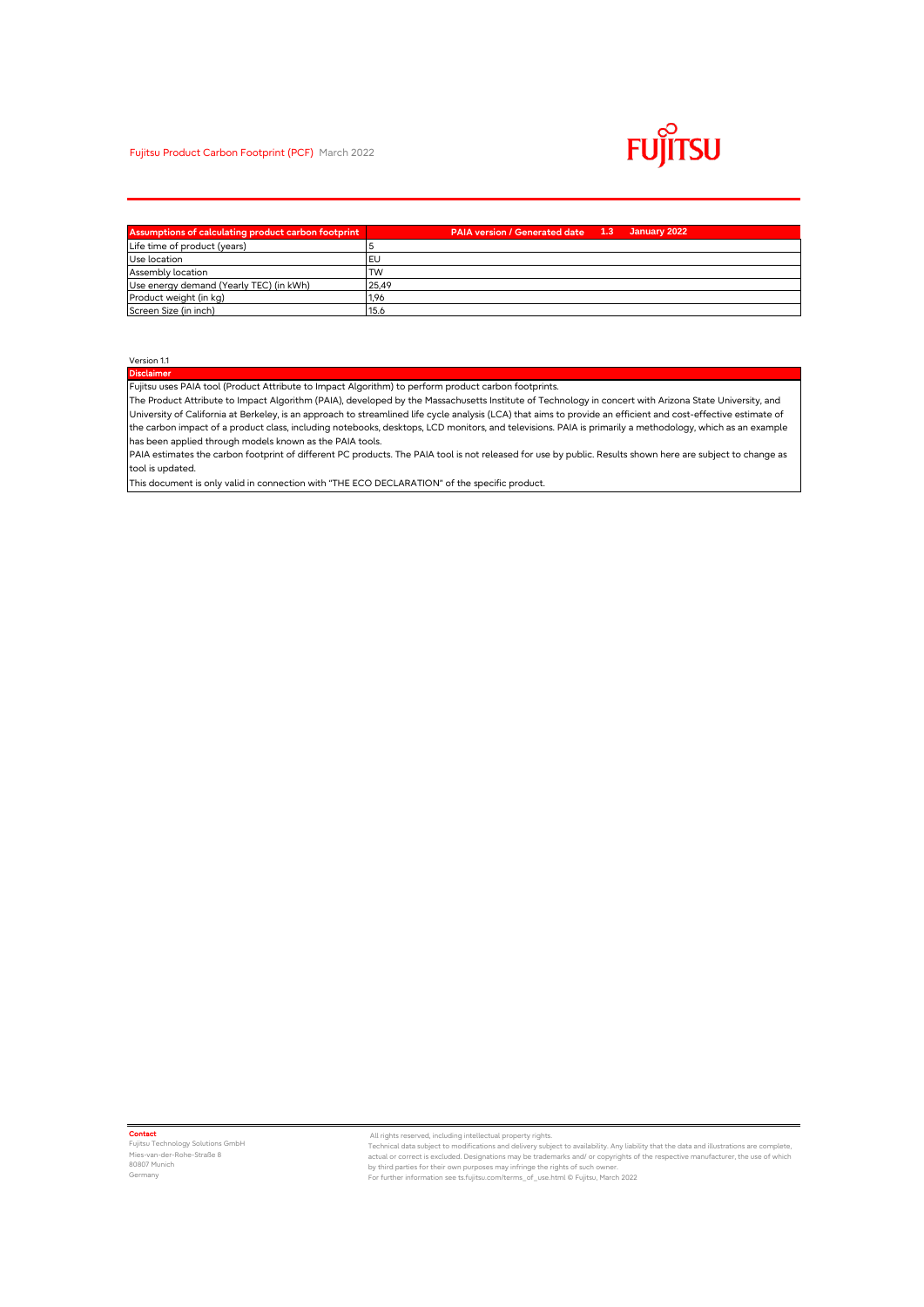Fujitsu Product Carbon Footprint (PCF) March 2022

| Assumptions of calculating product carbon footprint | PAIA version / Generated date 1.3 January 2022 |
| --- | --- |
| Life time of product (years) | 5 |
| Use location | EU |
| Assembly location | TW |
| Use energy demand (Yearly TEC) (in kWh) | 25,49 |
| Product weight (in kg) | 1,96 |
| Screen Size (in inch) | 15.6 |

Version 1.1

**Disclaimer**

Fujitsu uses PAIA tool (Product Attribute to Impact Algorithm) to perform product carbon footprints.

The Product Attribute to Impact Algorithm (PAIA), developed by the Massachusetts Institute of Technology in concert with Arizona State University, and University of California at Berkeley, is an approach to streamlined life cycle analysis (LCA) that aims to provide an efficient and cost-effective estimate of the carbon impact of a product class, including notebooks, desktops, LCD monitors, and televisions. PAIA is primarily a methodology, which as an example has been applied through models known as the PAIA tools.

PAIA estimates the carbon footprint of different PC products. The PAIA tool is not released for use by public. Results shown here are subject to change as tool is updated.

This document is only valid in connection with "THE ECO DECLARATION" of the specific product.

**Contact**
Fujitsu Technology Solutions GmbH
Mies-van-der-Rohe-Straße 8
80807 Munich
Germany

All rights reserved, including intellectual property rights.
Technical data subject to modifications and delivery subject to availability. Any liability that the data and illustrations are complete, actual or correct is excluded. Designations may be trademarks and/ or copyrights of the respective manufacturer, the use of which by third parties for their own purposes may infringe the rights of such owner.
For further information see ts.fujitsu.com/terms_of_use.html © Fujitsu, March 2022